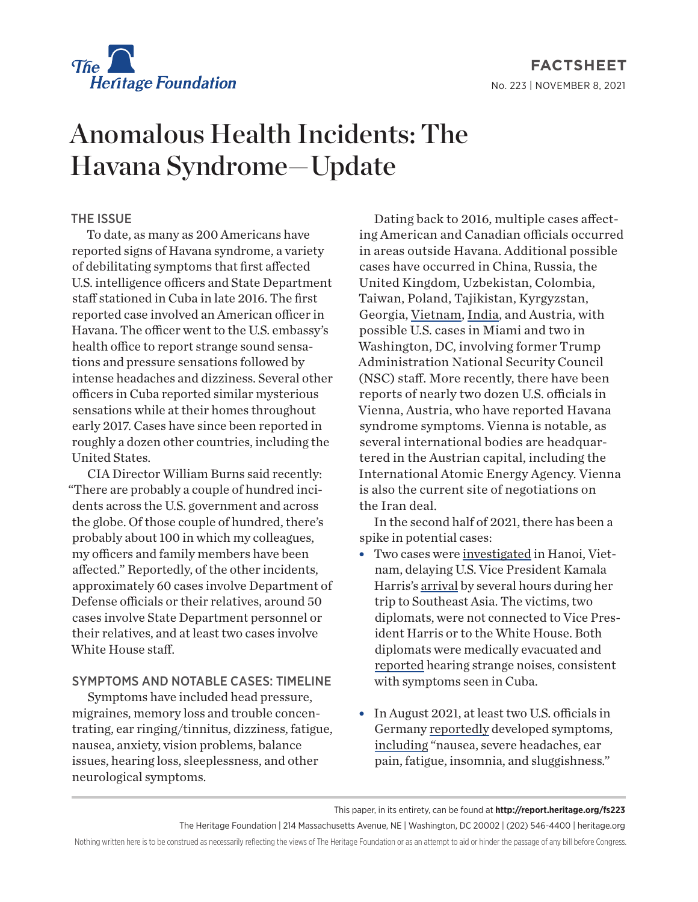FACTSHEET

No. 223 | NOVEMBER 8, 2021

# Anomalous Health Incidents: The Havana Syndrome—Update

## THE ISSUE

To date, as many as 200 Americans have reported signs of Havana syndrome, a variety of debilitating symptoms that first affected U.S. intelligence officers and State Department staff stationed in Cuba in late 2016. The first reported case involved an American officer in Havana. The officer went to the U.S. embassy's health office to report strange sound sensations and pressure sensations followed by intense headaches and dizziness. Several other officers in Cuba reported similar mysterious sensations while at their homes throughout early 2017. Cases have since been reported in roughly a dozen other countries, including the United States.

CIA Director William Burns said recently: "There are probably a couple of hundred incidents across the U.S. government and across the globe. Of those couple of hundred, there's probably about 100 in which my colleagues, my officers and family members have been affected." Reportedly, of the other incidents, approximately 60 cases involve Department of Defense officials or their relatives, around 50 cases involve State Department personnel or their relatives, and at least two cases involve White House staff.

## SYMPTOMS AND NOTABLE CASES: TIMELINE

Symptoms have included head pressure, migraines, memory loss and trouble concentrating, ear ringing/tinnitus, dizziness, fatigue, nausea, anxiety, vision problems, balance issues, hearing loss, sleeplessness, and other neurological symptoms.

Dating back to 2016, multiple cases affecting American and Canadian officials occurred in areas outside Havana. Additional possible cases have occurred in China, Russia, the United Kingdom, Uzbekistan, Colombia, Taiwan, Poland, Tajikistan, Kyrgyzstan, Georgia, Vietnam, India, and Austria, with possible U.S. cases in Miami and two in Washington, DC, involving former Trump Administration National Security Council (NSC) staff. More recently, there have been reports of nearly two dozen U.S. officials in Vienna, Austria, who have reported Havana syndrome symptoms. Vienna is notable, as several international bodies are headquartered in the Austrian capital, including the International Atomic Energy Agency. Vienna is also the current site of negotiations on the Iran deal.

In the second half of 2021, there has been a spike in potential cases:

- Two cases were investigated in Hanoi, Vietnam, delaying U.S. Vice President Kamala Harris's arrival by several hours during her trip to Southeast Asia. The victims, two diplomats, were not connected to Vice President Harris or to the White House. Both diplomats were medically evacuated and reported hearing strange noises, consistent with symptoms seen in Cuba.
- In August 2021, at least two U.S. officials in Germany reportedly developed symptoms, including "nausea, severe headaches, ear pain, fatigue, insomnia, and sluggishness."

This paper, in its entirety, can be found at **http://report.heritage.org/fs223**

The Heritage Foundation | 214 Massachusetts Avenue, NE | Washington, DC 20002 | (202) 546-4400 | heritage.org

Nothing written here is to be construed as necessarily reflecting the views of The Heritage Foundation or as an attempt to aid or hinder the passage of any bill before Congress.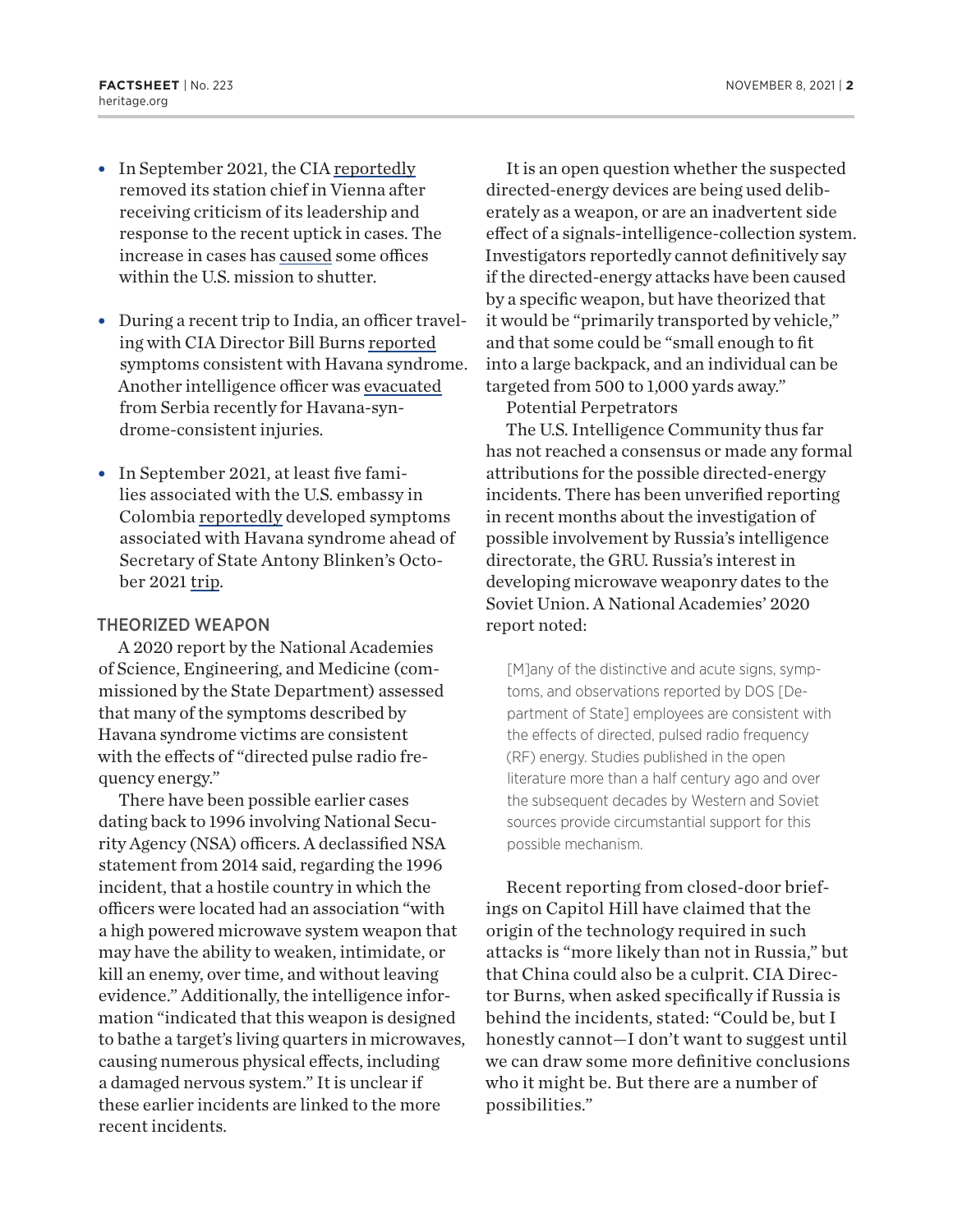- In September 2021, the CIA reportedly removed its station chief in Vienna after receiving criticism of its leadership and response to the recent uptick in cases. The increase in cases has caused some offices within the U.S. mission to shutter.

- During a recent trip to India, an officer traveling with CIA Director Bill Burns reported symptoms consistent with Havana syndrome. Another intelligence officer was evacuated from Serbia recently for Havana-syndrome-consistent injuries.

- In September 2021, at least five families associated with the U.S. embassy in Colombia reportedly developed symptoms associated with Havana syndrome ahead of Secretary of State Antony Blinken's October 2021 trip.

## THEORIZED WEAPON

A 2020 report by the National Academies of Science, Engineering, and Medicine (commissioned by the State Department) assessed that many of the symptoms described by Havana syndrome victims are consistent with the effects of "directed pulse radio frequency energy."

There have been possible earlier cases dating back to 1996 involving National Security Agency (NSA) officers. A declassified NSA statement from 2014 said, regarding the 1996 incident, that a hostile country in which the officers were located had an association "with a high powered microwave system weapon that may have the ability to weaken, intimidate, or kill an enemy, over time, and without leaving evidence." Additionally, the intelligence information "indicated that this weapon is designed to bathe a target's living quarters in microwaves, causing numerous physical effects, including a damaged nervous system." It is unclear if these earlier incidents are linked to the more recent incidents.

It is an open question whether the suspected directed-energy devices are being used deliberately as a weapon, or are an inadvertent side effect of a signals-intelligence-collection system. Investigators reportedly cannot definitively say if the directed-energy attacks have been caused by a specific weapon, but have theorized that it would be "primarily transported by vehicle," and that some could be "small enough to fit into a large backpack, and an individual can be targeted from 500 to 1,000 yards away."

Potential Perpetrators

The U.S. Intelligence Community thus far has not reached a consensus or made any formal attributions for the possible directed-energy incidents. There has been unverified reporting in recent months about the investigation of possible involvement by Russia's intelligence directorate, the GRU. Russia's interest in developing microwave weaponry dates to the Soviet Union. A National Academies' 2020 report noted:

> [M]any of the distinctive and acute signs, symptoms, and observations reported by DOS [Department of State] employees are consistent with the effects of directed, pulsed radio frequency (RF) energy. Studies published in the open literature more than a half century ago and over the subsequent decades by Western and Soviet sources provide circumstantial support for this possible mechanism.

Recent reporting from closed-door briefings on Capitol Hill have claimed that the origin of the technology required in such attacks is "more likely than not in Russia," but that China could also be a culprit. CIA Director Burns, when asked specifically if Russia is behind the incidents, stated: "Could be, but I honestly cannot—I don't want to suggest until we can draw some more definitive conclusions who it might be. But there are a number of possibilities."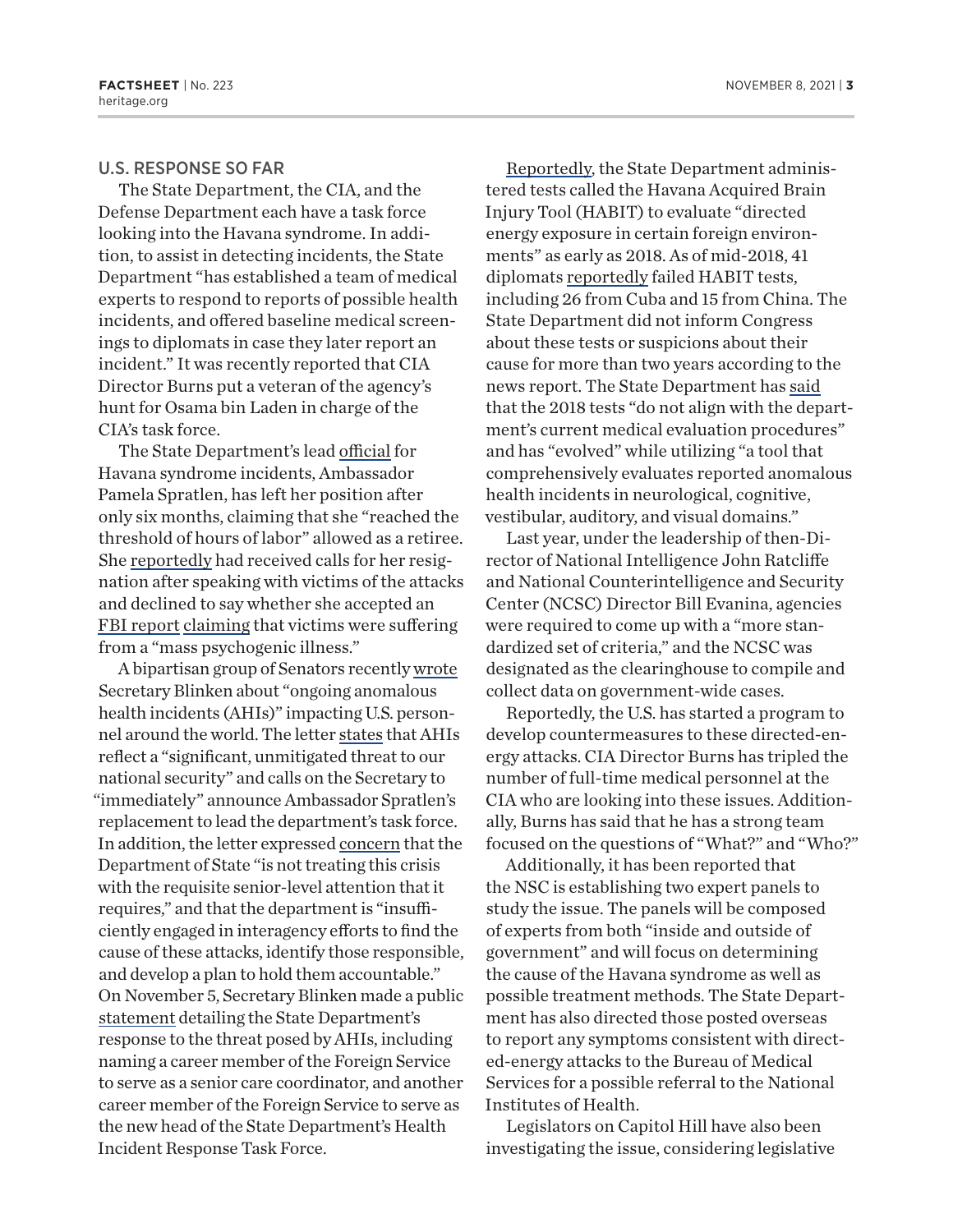## U.S. RESPONSE SO FAR

The State Department, the CIA, and the Defense Department each have a task force looking into the Havana syndrome. In addition, to assist in detecting incidents, the State Department "has established a team of medical experts to respond to reports of possible health incidents, and offered baseline medical screenings to diplomats in case they later report an incident." It was recently reported that CIA Director Burns put a veteran of the agency's hunt for Osama bin Laden in charge of the CIA's task force.

The State Department's lead official for Havana syndrome incidents, Ambassador Pamela Spratlen, has left her position after only six months, claiming that she "reached the threshold of hours of labor" allowed as a retiree. She reportedly had received calls for her resignation after speaking with victims of the attacks and declined to say whether she accepted an FBI report claiming that victims were suffering from a "mass psychogenic illness."

A bipartisan group of Senators recently wrote Secretary Blinken about "ongoing anomalous health incidents (AHIs)" impacting U.S. personnel around the world. The letter states that AHIs reflect a "significant, unmitigated threat to our national security" and calls on the Secretary to "immediately" announce Ambassador Spratlen's replacement to lead the department's task force. In addition, the letter expressed concern that the Department of State "is not treating this crisis with the requisite senior-level attention that it requires," and that the department is "insufficiently engaged in interagency efforts to find the cause of these attacks, identify those responsible, and develop a plan to hold them accountable." On November 5, Secretary Blinken made a public statement detailing the State Department's response to the threat posed by AHIs, including naming a career member of the Foreign Service to serve as a senior care coordinator, and another career member of the Foreign Service to serve as the new head of the State Department's Health Incident Response Task Force.

Reportedly, the State Department administered tests called the Havana Acquired Brain Injury Tool (HABIT) to evaluate "directed energy exposure in certain foreign environments" as early as 2018. As of mid-2018, 41 diplomats reportedly failed HABIT tests, including 26 from Cuba and 15 from China. The State Department did not inform Congress about these tests or suspicions about their cause for more than two years according to the news report. The State Department has said that the 2018 tests "do not align with the department's current medical evaluation procedures" and has "evolved" while utilizing "a tool that comprehensively evaluates reported anomalous health incidents in neurological, cognitive, vestibular, auditory, and visual domains."

Last year, under the leadership of then-Director of National Intelligence John Ratcliffe and National Counterintelligence and Security Center (NCSC) Director Bill Evanina, agencies were required to come up with a "more standardized set of criteria," and the NCSC was designated as the clearinghouse to compile and collect data on government-wide cases.

Reportedly, the U.S. has started a program to develop countermeasures to these directed-energy attacks. CIA Director Burns has tripled the number of full-time medical personnel at the CIA who are looking into these issues. Additionally, Burns has said that he has a strong team focused on the questions of "What?" and "Who?"

Additionally, it has been reported that the NSC is establishing two expert panels to study the issue. The panels will be composed of experts from both "inside and outside of government" and will focus on determining the cause of the Havana syndrome as well as possible treatment methods. The State Department has also directed those posted overseas to report any symptoms consistent with directed-energy attacks to the Bureau of Medical Services for a possible referral to the National Institutes of Health.

Legislators on Capitol Hill have also been investigating the issue, considering legislative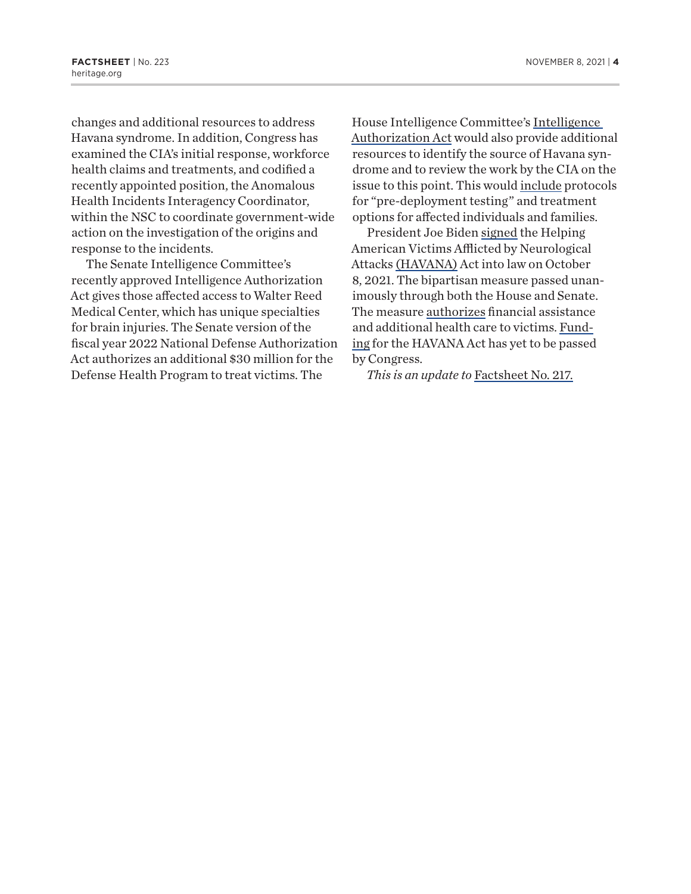changes and additional resources to address Havana syndrome. In addition, Congress has examined the CIA's initial response, workforce health claims and treatments, and codified a recently appointed position, the Anomalous Health Incidents Interagency Coordinator, within the NSC to coordinate government-wide action on the investigation of the origins and response to the incidents.

The Senate Intelligence Committee's recently approved Intelligence Authorization Act gives those affected access to Walter Reed Medical Center, which has unique specialties for brain injuries. The Senate version of the fiscal year 2022 National Defense Authorization Act authorizes an additional $30 million for the Defense Health Program to treat victims. The House Intelligence Committee's Intelligence Authorization Act would also provide additional resources to identify the source of Havana syndrome and to review the work by the CIA on the issue to this point. This would include protocols for "pre-deployment testing" and treatment options for affected individuals and families.

President Joe Biden signed the Helping American Victims Afflicted by Neurological Attacks (HAVANA) Act into law on October 8, 2021. The bipartisan measure passed unanimously through both the House and Senate. The measure authorizes financial assistance and additional health care to victims. Funding for the HAVANA Act has yet to be passed by Congress.

*This is an update to* Factsheet No. 217.